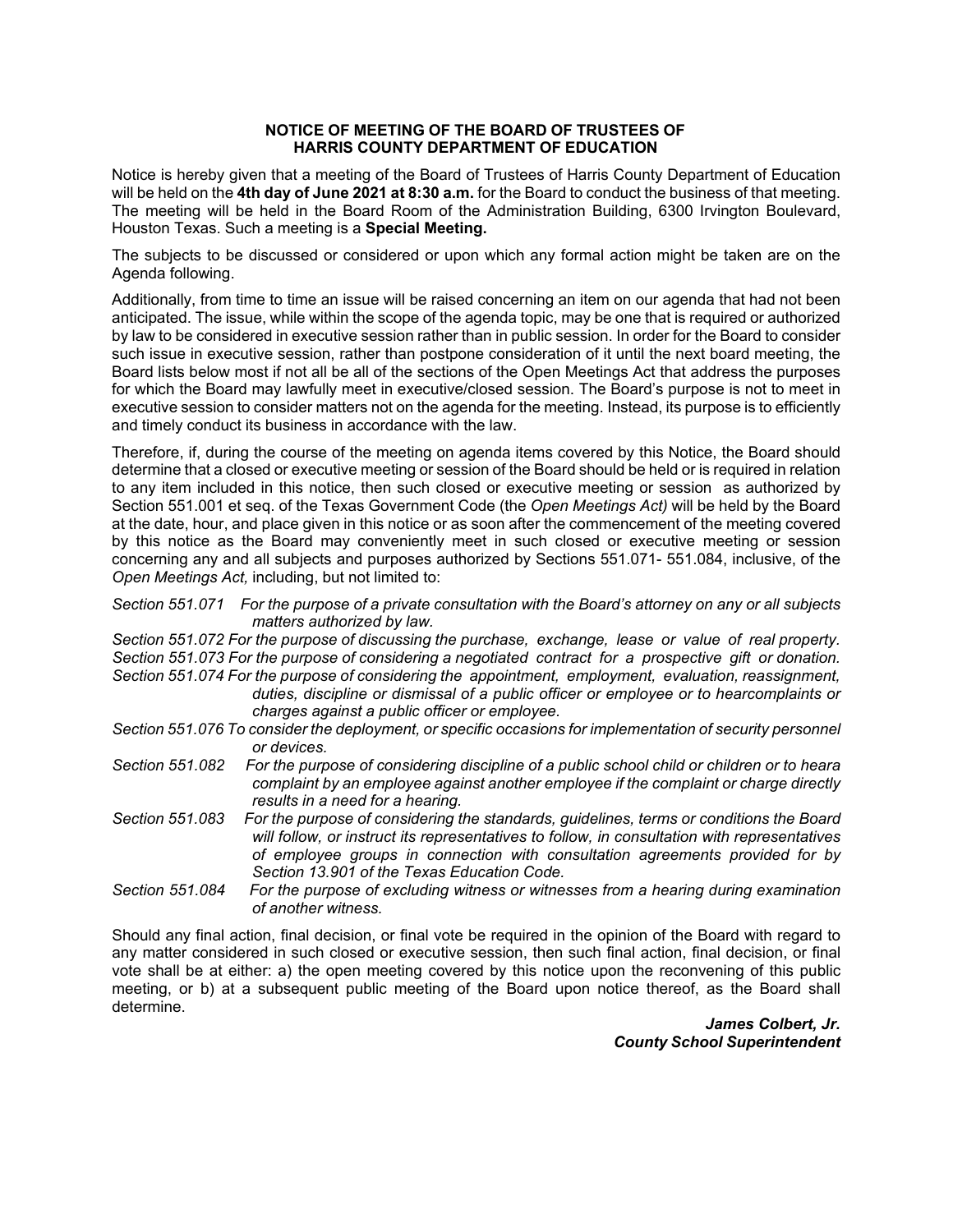**NOTICE OF MEETING OF THE BOARD OF TRUSTEES OF HARRIS COUNTY DEPARTMENT OF EDUCATION**

Notice is hereby given that a meeting of the Board of Trustees of Harris County Department of Education will be held on the **4th day of June 2021 at 8:30 a.m.** for the Board to conduct the business of that meeting. The meeting will be held in the Board Room of the Administration Building, 6300 Irvington Boulevard, Houston Texas. Such a meeting is a **Special Meeting.**

The subjects to be discussed or considered or upon which any formal action might be taken are on the Agenda following.

Additionally, from time to time an issue will be raised concerning an item on our agenda that had not been anticipated. The issue, while within the scope of the agenda topic, may be one that is required or authorized by law to be considered in executive session rather than in public session. In order for the Board to consider such issue in executive session, rather than postpone consideration of it until the next board meeting, the Board lists below most if not all be all of the sections of the Open Meetings Act that address the purposes for which the Board may lawfully meet in executive/closed session. The Board's purpose is not to meet in executive session to consider matters not on the agenda for the meeting. Instead, its purpose is to efficiently and timely conduct its business in accordance with the law.

Therefore, if, during the course of the meeting on agenda items covered by this Notice, the Board should determine that a closed or executive meeting or session of the Board should be held or is required in relation to any item included in this notice, then such closed or executive meeting or session as authorized by Section 551.001 et seq. of the Texas Government Code (the *Open Meetings Act)* will be held by the Board at the date, hour, and place given in this notice or as soon after the commencement of the meeting covered by this notice as the Board may conveniently meet in such closed or executive meeting or session concerning any and all subjects and purposes authorized by Sections 551.071- 551.084, inclusive, of the *Open Meetings Act,* including, but not limited to:

*Section 551.071 For the purpose of a private consultation with the Board's attorney on any or all subjects matters authorized by law.*

*Section 551.072 For the purpose of discussing the purchase, exchange, lease or value of real property.*

*Section 551.073 For the purpose of considering a negotiated contract for a prospective gift or donation.*

*Section 551.074 For the purpose of considering the appointment, employment, evaluation, reassignment, duties, discipline or dismissal of a public officer or employee or to hearcomplaints or charges against a public officer or employee.*

*Section 551.076 To consider the deployment, or specific occasions for implementation of security personnel or devices.*

*Section 551.082 For the purpose of considering discipline of a public school child or children or to heara complaint by an employee against another employee if the complaint or charge directly results in a need for a hearing.*

*Section 551.083 For the purpose of considering the standards, guidelines, terms or conditions the Board will follow, or instruct its representatives to follow, in consultation with representatives of employee groups in connection with consultation agreements provided for by Section 13.901 of the Texas Education Code.*

*Section 551.084 For the purpose of excluding witness or witnesses from a hearing during examination of another witness.*

Should any final action, final decision, or final vote be required in the opinion of the Board with regard to any matter considered in such closed or executive session, then such final action, final decision, or final vote shall be at either: a) the open meeting covered by this notice upon the reconvening of this public meeting, or b) at a subsequent public meeting of the Board upon notice thereof, as the Board shall determine.

***James Colbert, Jr.***
***County School Superintendent***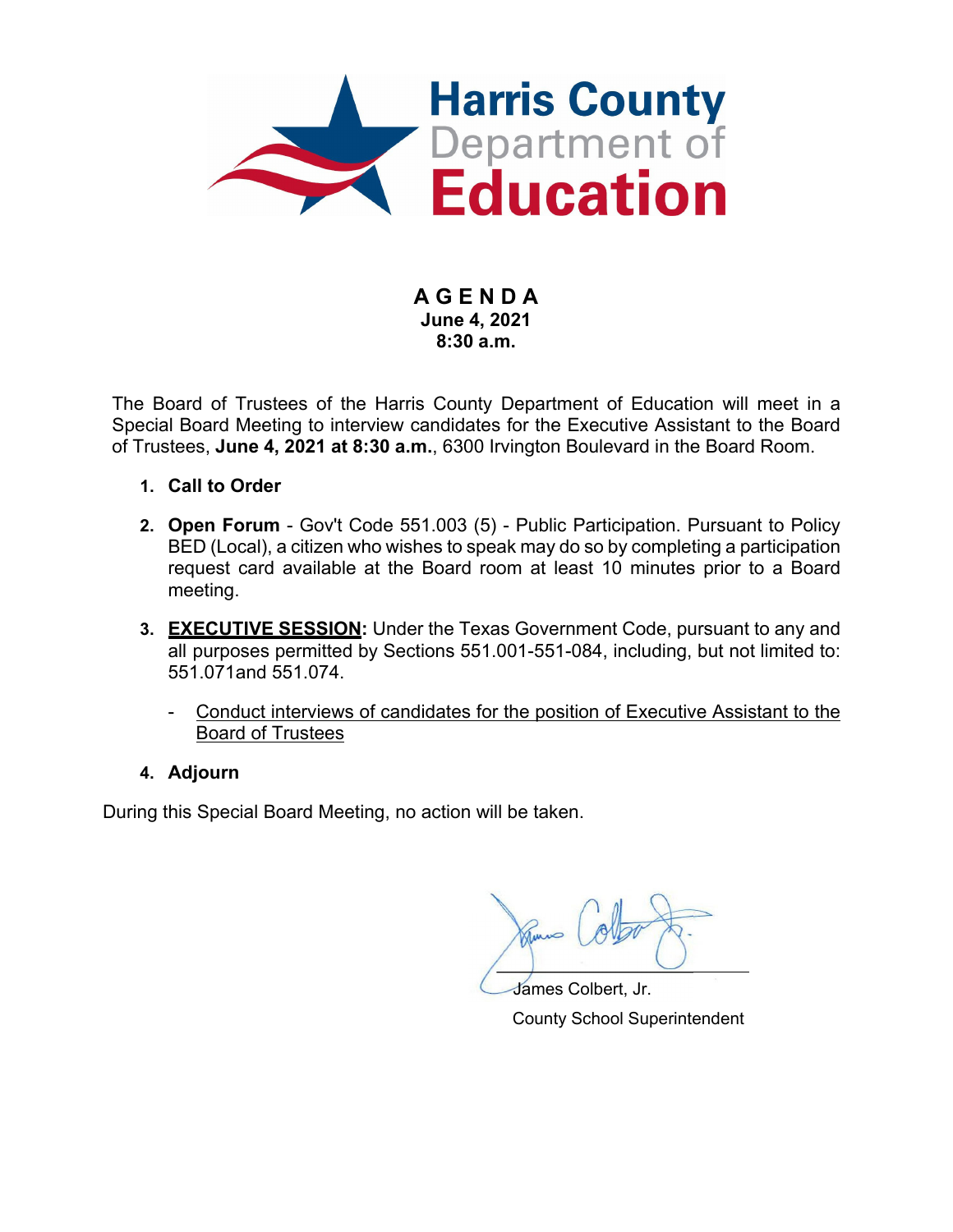**Harris County Department of Education**

# A G E N D A

**June 4, 2021**
**8:30 a.m.**

The Board of Trustees of the Harris County Department of Education will meet in a Special Board Meeting to interview candidates for the Executive Assistant to the Board of Trustees, **June 4, 2021 at 8:30 a.m.**, 6300 Irvington Boulevard in the Board Room.

1. **Call to Order**

2. **Open Forum** - Gov't Code 551.003 (5) - Public Participation. Pursuant to Policy BED (Local), a citizen who wishes to speak may do so by completing a participation request card available at the Board room at least 10 minutes prior to a Board meeting.

3. **EXECUTIVE SESSION:** Under the Texas Government Code, pursuant to any and all purposes permitted by Sections 551.001-551-084, including, but not limited to: 551.071and 551.074.

   - Conduct interviews of candidates for the position of Executive Assistant to the Board of Trustees

4. **Adjourn**

During this Special Board Meeting, no action will be taken.

James Colbert, Jr.
County School Superintendent